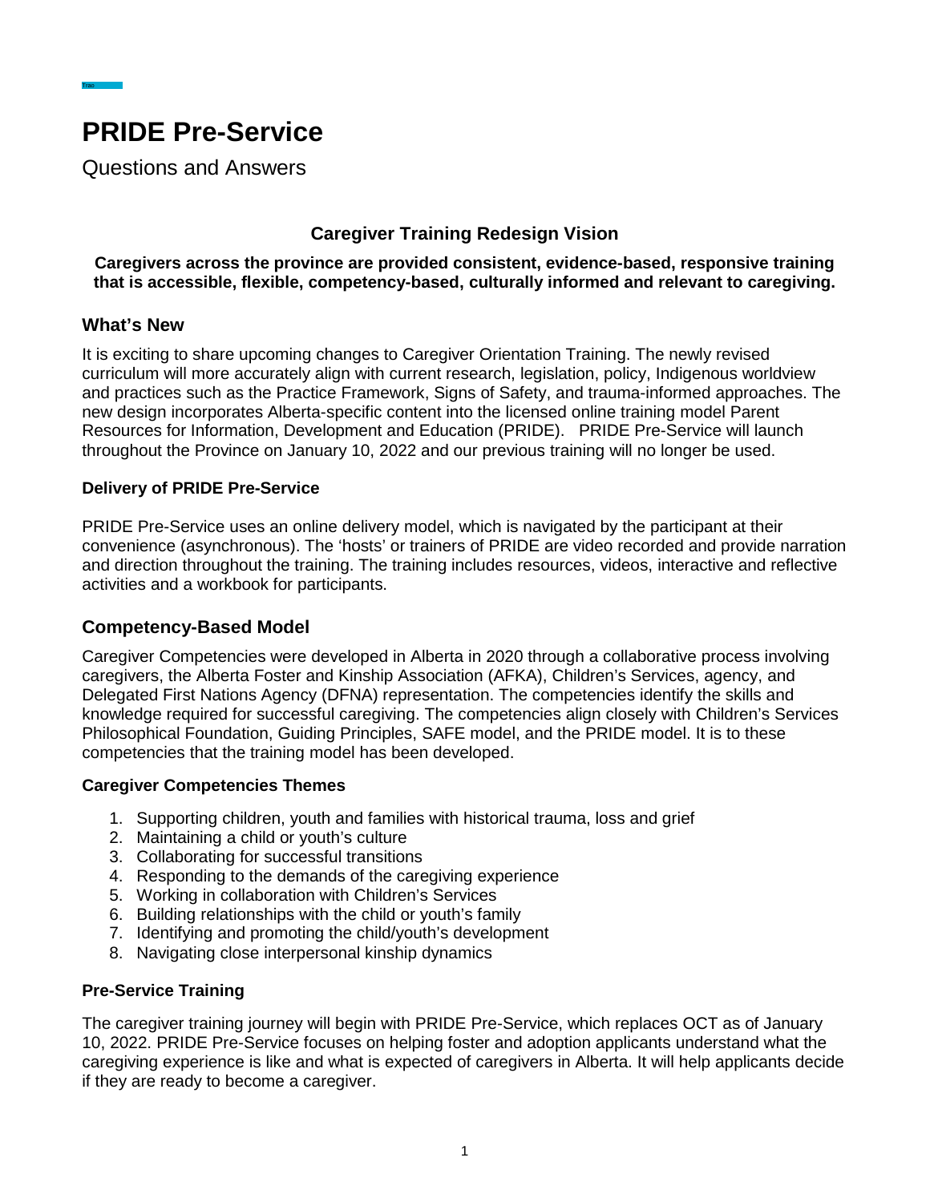# PRIDE Pre-Service

Questions and Answers

### Caregiver Training Redesign Vision

**Caregivers across the province are provided consistent, evidence-based, responsive training that is accessible, flexible, competency-based, culturally informed and relevant to caregiving.**

## What's New

It is exciting to share upcoming changes to Caregiver Orientation Training. The newly revised curriculum will more accurately align with current research, legislation, policy, Indigenous worldview and practices such as the Practice Framework, Signs of Safety, and trauma-informed approaches. The new design incorporates Alberta-specific content into the licensed online training model Parent Resources for Information, Development and Education (PRIDE). PRIDE Pre-Service will launch throughout the Province on January 10, 2022 and our previous training will no longer be used.

### Delivery of PRIDE Pre-Service

PRIDE Pre-Service uses an online delivery model, which is navigated by the participant at their convenience (asynchronous). The 'hosts' or trainers of PRIDE are video recorded and provide narration and direction throughout the training. The training includes resources, videos, interactive and reflective activities and a workbook for participants.

## Competency-Based Model

Caregiver Competencies were developed in Alberta in 2020 through a collaborative process involving caregivers, the Alberta Foster and Kinship Association (AFKA), Children's Services, agency, and Delegated First Nations Agency (DFNA) representation. The competencies identify the skills and knowledge required for successful caregiving. The competencies align closely with Children's Services Philosophical Foundation, Guiding Principles, SAFE model, and the PRIDE model. It is to these competencies that the training model has been developed.

### Caregiver Competencies Themes

1. Supporting children, youth and families with historical trauma, loss and grief
2. Maintaining a child or youth's culture
3. Collaborating for successful transitions
4. Responding to the demands of the caregiving experience
5. Working in collaboration with Children's Services
6. Building relationships with the child or youth's family
7. Identifying and promoting the child/youth's development
8. Navigating close interpersonal kinship dynamics

### Pre-Service Training

The caregiver training journey will begin with PRIDE Pre-Service, which replaces OCT as of January 10, 2022. PRIDE Pre-Service focuses on helping foster and adoption applicants understand what the caregiving experience is like and what is expected of caregivers in Alberta. It will help applicants decide if they are ready to become a caregiver.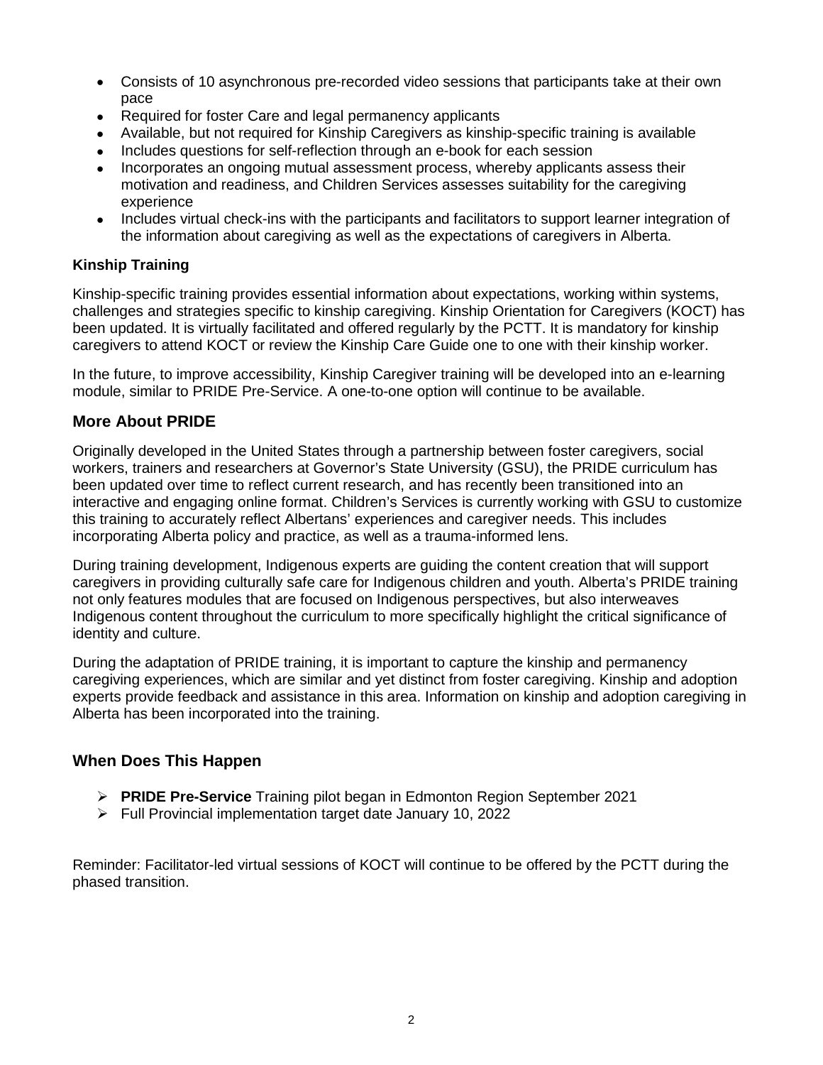- Consists of 10 asynchronous pre-recorded video sessions that participants take at their own pace
- Required for foster Care and legal permanency applicants
- Available, but not required for Kinship Caregivers as kinship-specific training is available
- Includes questions for self-reflection through an e-book for each session
- Incorporates an ongoing mutual assessment process, whereby applicants assess their motivation and readiness, and Children Services assesses suitability for the caregiving experience
- Includes virtual check-ins with the participants and facilitators to support learner integration of the information about caregiving as well as the expectations of caregivers in Alberta.

### Kinship Training

Kinship-specific training provides essential information about expectations, working within systems, challenges and strategies specific to kinship caregiving. Kinship Orientation for Caregivers (KOCT) has been updated. It is virtually facilitated and offered regularly by the PCTT. It is mandatory for kinship caregivers to attend KOCT or review the Kinship Care Guide one to one with their kinship worker.

In the future, to improve accessibility, Kinship Caregiver training will be developed into an e-learning module, similar to PRIDE Pre-Service. A one-to-one option will continue to be available.

## More About PRIDE

Originally developed in the United States through a partnership between foster caregivers, social workers, trainers and researchers at Governor's State University (GSU), the PRIDE curriculum has been updated over time to reflect current research, and has recently been transitioned into an interactive and engaging online format. Children's Services is currently working with GSU to customize this training to accurately reflect Albertans' experiences and caregiver needs. This includes incorporating Alberta policy and practice, as well as a trauma-informed lens.

During training development, Indigenous experts are guiding the content creation that will support caregivers in providing culturally safe care for Indigenous children and youth. Alberta's PRIDE training not only features modules that are focused on Indigenous perspectives, but also interweaves Indigenous content throughout the curriculum to more specifically highlight the critical significance of identity and culture.

During the adaptation of PRIDE training, it is important to capture the kinship and permanency caregiving experiences, which are similar and yet distinct from foster caregiving. Kinship and adoption experts provide feedback and assistance in this area. Information on kinship and adoption caregiving in Alberta has been incorporated into the training.

## When Does This Happen

- **PRIDE Pre-Service** Training pilot began in Edmonton Region September 2021
- Full Provincial implementation target date January 10, 2022

Reminder: Facilitator-led virtual sessions of KOCT will continue to be offered by the PCTT during the phased transition.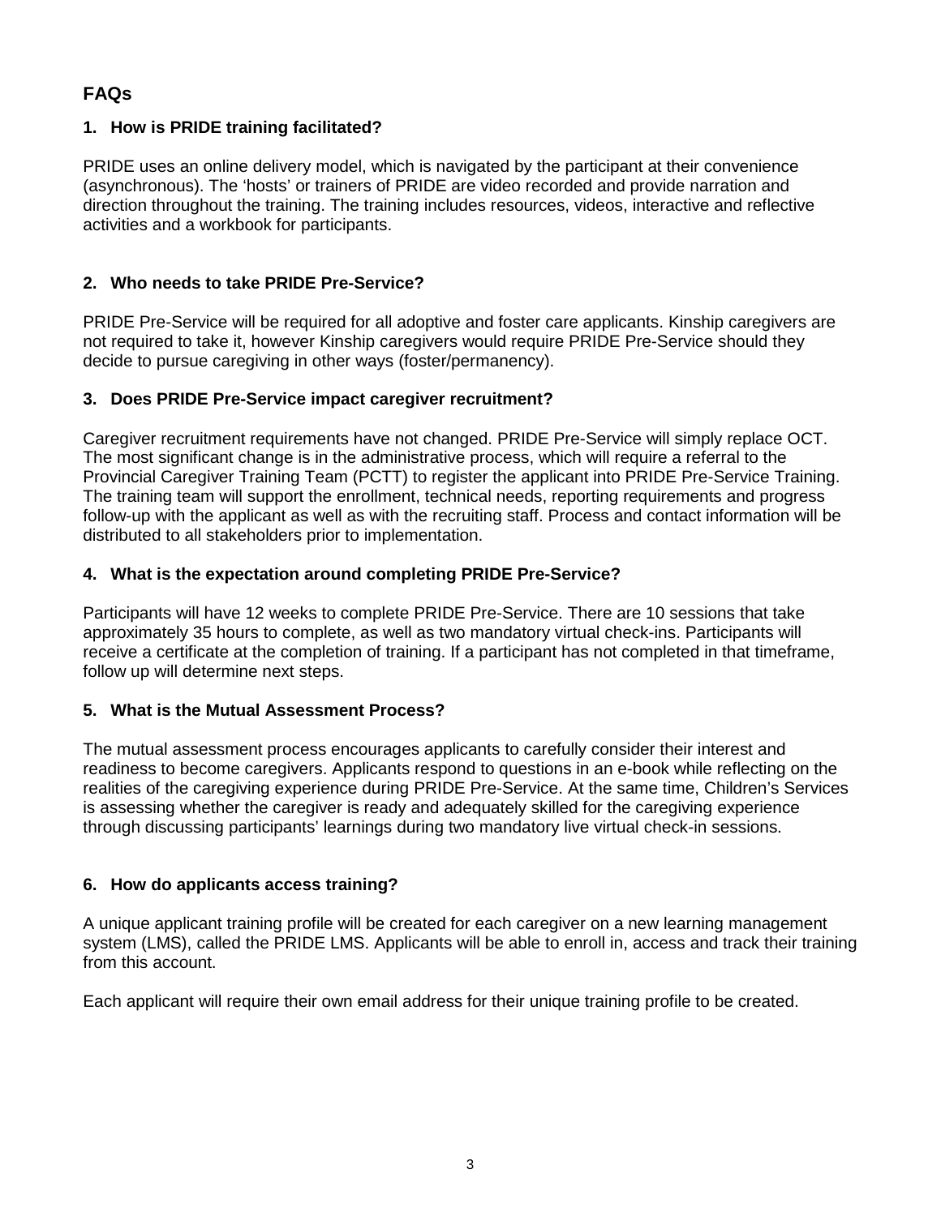## FAQs

### 1. How is PRIDE training facilitated?

PRIDE uses an online delivery model, which is navigated by the participant at their convenience (asynchronous). The 'hosts' or trainers of PRIDE are video recorded and provide narration and direction throughout the training. The training includes resources, videos, interactive and reflective activities and a workbook for participants.

### 2. Who needs to take PRIDE Pre-Service?

PRIDE Pre-Service will be required for all adoptive and foster care applicants. Kinship caregivers are not required to take it, however Kinship caregivers would require PRIDE Pre-Service should they decide to pursue caregiving in other ways (foster/permanency).

### 3. Does PRIDE Pre-Service impact caregiver recruitment?

Caregiver recruitment requirements have not changed. PRIDE Pre-Service will simply replace OCT. The most significant change is in the administrative process, which will require a referral to the Provincial Caregiver Training Team (PCTT) to register the applicant into PRIDE Pre-Service Training. The training team will support the enrollment, technical needs, reporting requirements and progress follow-up with the applicant as well as with the recruiting staff. Process and contact information will be distributed to all stakeholders prior to implementation.

### 4. What is the expectation around completing PRIDE Pre-Service?

Participants will have 12 weeks to complete PRIDE Pre-Service. There are 10 sessions that take approximately 35 hours to complete, as well as two mandatory virtual check-ins. Participants will receive a certificate at the completion of training. If a participant has not completed in that timeframe, follow up will determine next steps.

### 5. What is the Mutual Assessment Process?

The mutual assessment process encourages applicants to carefully consider their interest and readiness to become caregivers. Applicants respond to questions in an e-book while reflecting on the realities of the caregiving experience during PRIDE Pre-Service. At the same time, Children's Services is assessing whether the caregiver is ready and adequately skilled for the caregiving experience through discussing participants' learnings during two mandatory live virtual check-in sessions.

### 6. How do applicants access training?

A unique applicant training profile will be created for each caregiver on a new learning management system (LMS), called the PRIDE LMS. Applicants will be able to enroll in, access and track their training from this account.

Each applicant will require their own email address for their unique training profile to be created.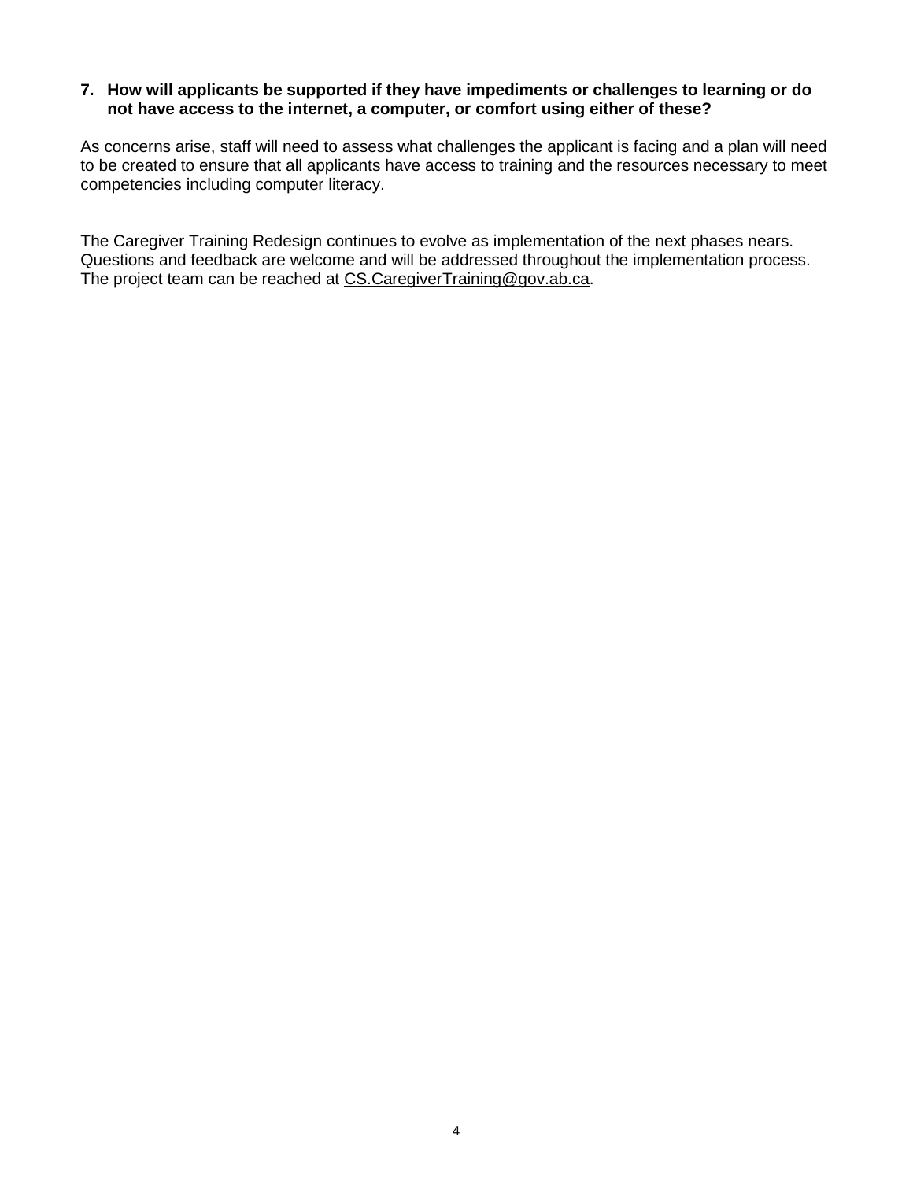**7. How will applicants be supported if they have impediments or challenges to learning or do not have access to the internet, a computer, or comfort using either of these?**

As concerns arise, staff will need to assess what challenges the applicant is facing and a plan will need to be created to ensure that all applicants have access to training and the resources necessary to meet competencies including computer literacy.

The Caregiver Training Redesign continues to evolve as implementation of the next phases nears. Questions and feedback are welcome and will be addressed throughout the implementation process. The project team can be reached at CS.CaregiverTraining@gov.ab.ca.